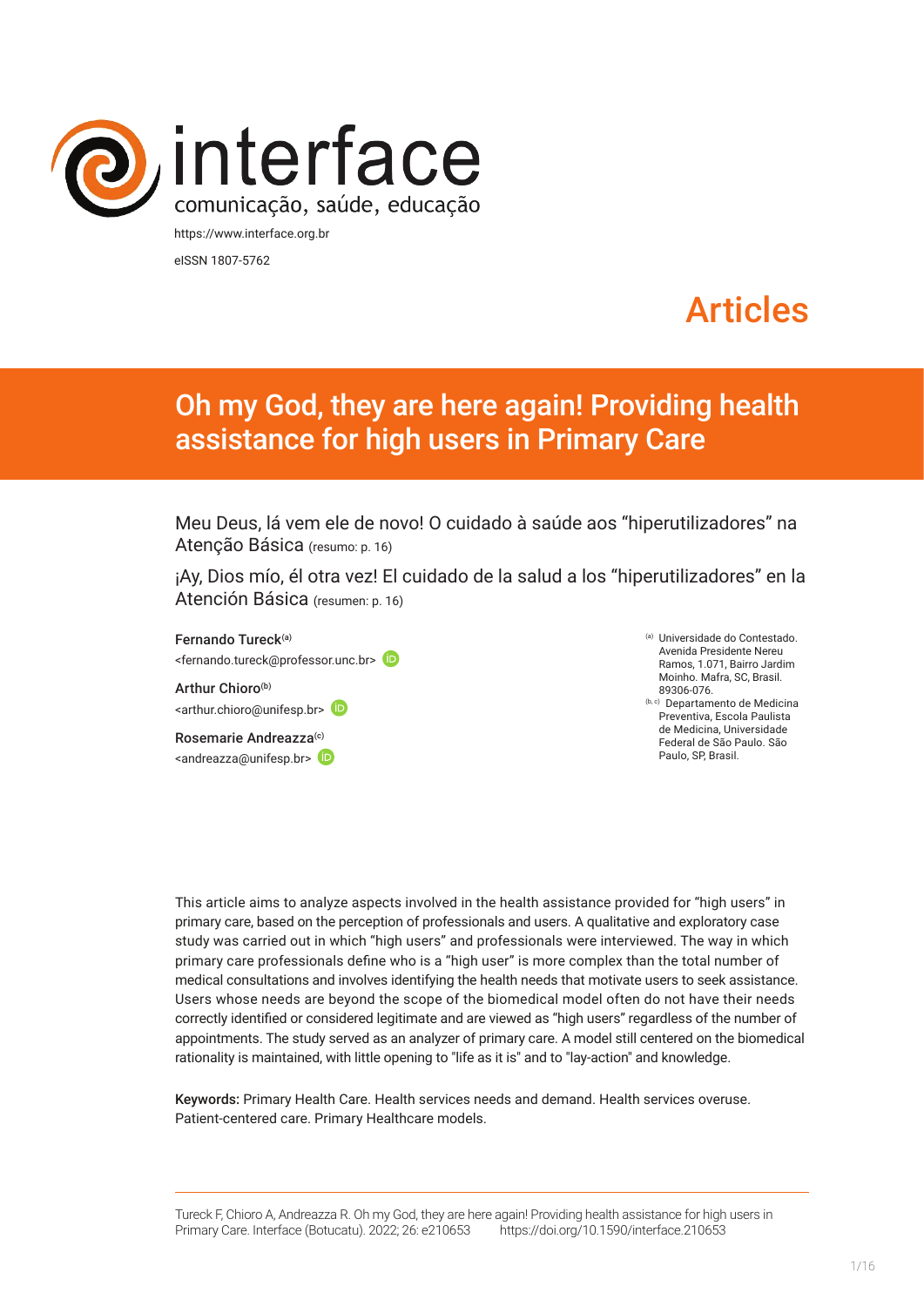interface
comunicação, saúde, educação

https://www.interface.org.br

eISSN 1807-5762

Articles

# Oh my God, they are here again! Providing health assistance for high users in Primary Care

Meu Deus, lá vem ele de novo! O cuidado à saúde aos "hiperutilizadores" na Atenção Básica (resumo: p. 16)

¡Ay, Dios mío, él otra vez! El cuidado de la salud a los "hiperutilizadores" en la Atención Básica (resumen: p. 16)

Fernando Tureck[(a)]
<fernando.tureck@professor.unc.br>

Arthur Chioro[(b)]
<arthur.chioro@unifesp.br>

Rosemarie Andreazza[(c)]
<andreazza@unifesp.br>

[(a)] Universidade do Contestado. Avenida Presidente Nereu Ramos, 1.071, Bairro Jardim Moinho. Mafra, SC, Brasil. 89306-076.

[(b, c)] Departamento de Medicina Preventiva, Escola Paulista de Medicina, Universidade Federal de São Paulo. São Paulo, SP, Brasil.

This article aims to analyze aspects involved in the health assistance provided for "high users" in primary care, based on the perception of professionals and users. A qualitative and exploratory case study was carried out in which "high users" and professionals were interviewed. The way in which primary care professionals define who is a "high user" is more complex than the total number of medical consultations and involves identifying the health needs that motivate users to seek assistance. Users whose needs are beyond the scope of the biomedical model often do not have their needs correctly identified or considered legitimate and are viewed as "high users" regardless of the number of appointments. The study served as an analyzer of primary care. A model still centered on the biomedical rationality is maintained, with little opening to "life as it is" and to "lay-action" and knowledge.

**Keywords:** Primary Health Care. Health services needs and demand. Health services overuse. Patient-centered care. Primary Healthcare models.

Tureck F, Chioro A, Andreazza R. Oh my God, they are here again! Providing health assistance for high users in Primary Care. Interface (Botucatu). 2022; 26: e210653 https://doi.org/10.1590/interface.210653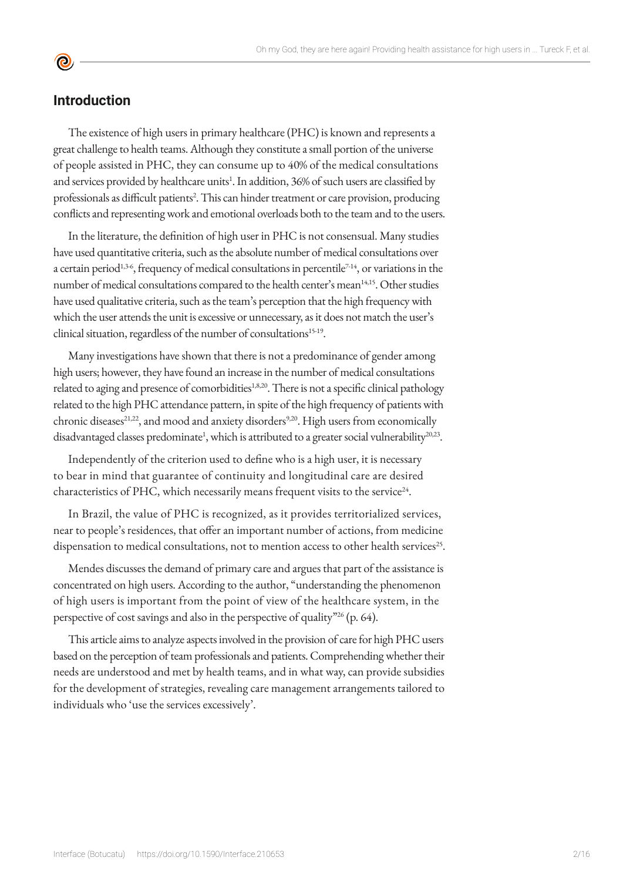## Introduction

The existence of high users in primary healthcare (PHC) is known and represents a great challenge to health teams. Although they constitute a small portion of the universe of people assisted in PHC, they can consume up to 40% of the medical consultations and services provided by healthcare units[1]. In addition, 36% of such users are classified by professionals as difficult patients[2]. This can hinder treatment or care provision, producing conflicts and representing work and emotional overloads both to the team and to the users.

In the literature, the definition of high user in PHC is not consensual. Many studies have used quantitative criteria, such as the absolute number of medical consultations over a certain period[1,3-6], frequency of medical consultations in percentile[7-14], or variations in the number of medical consultations compared to the health center's mean[14,15]. Other studies have used qualitative criteria, such as the team's perception that the high frequency with which the user attends the unit is excessive or unnecessary, as it does not match the user's clinical situation, regardless of the number of consultations[15-19].

Many investigations have shown that there is not a predominance of gender among high users; however, they have found an increase in the number of medical consultations related to aging and presence of comorbidities[1,8,20]. There is not a specific clinical pathology related to the high PHC attendance pattern, in spite of the high frequency of patients with chronic diseases[21,22], and mood and anxiety disorders[9,20]. High users from economically disadvantaged classes predominate[1], which is attributed to a greater social vulnerability[20,23].

Independently of the criterion used to define who is a high user, it is necessary to bear in mind that guarantee of continuity and longitudinal care are desired characteristics of PHC, which necessarily means frequent visits to the service[24].

In Brazil, the value of PHC is recognized, as it provides territorialized services, near to people's residences, that offer an important number of actions, from medicine dispensation to medical consultations, not to mention access to other health services[25].

Mendes discusses the demand of primary care and argues that part of the assistance is concentrated on high users. According to the author, "understanding the phenomenon of high users is important from the point of view of the healthcare system, in the perspective of cost savings and also in the perspective of quality"[26] (p. 64).

This article aims to analyze aspects involved in the provision of care for high PHC users based on the perception of team professionals and patients. Comprehending whether their needs are understood and met by health teams, and in what way, can provide subsidies for the development of strategies, revealing care management arrangements tailored to individuals who 'use the services excessively'.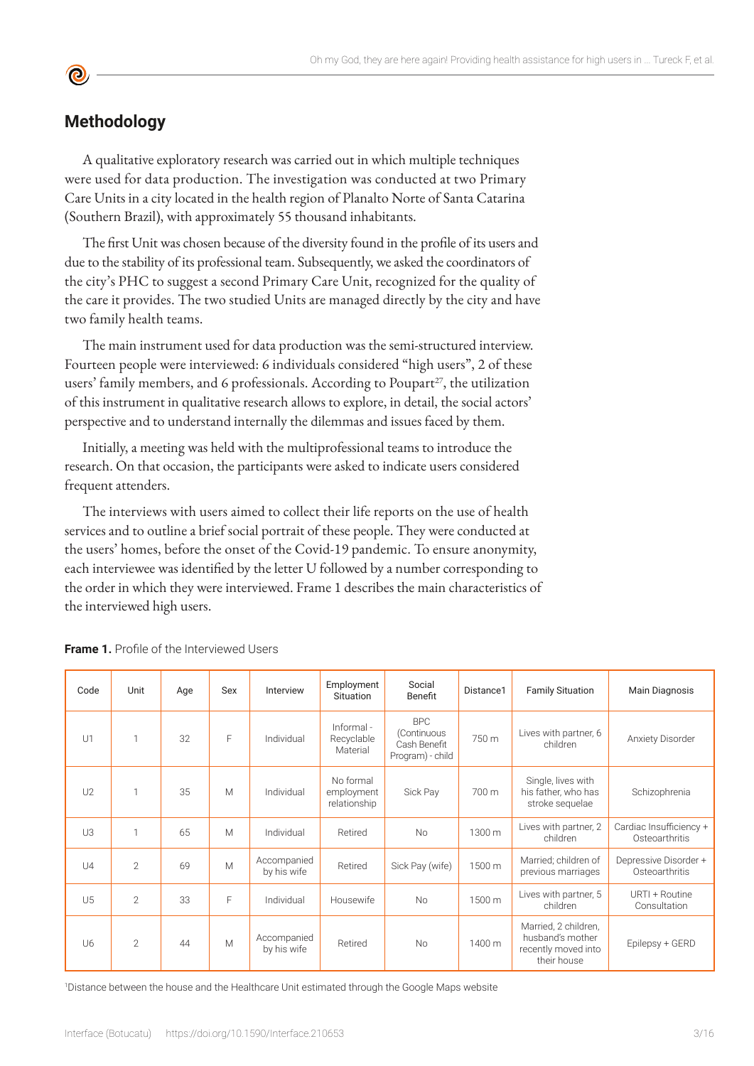## Methodology

A qualitative exploratory research was carried out in which multiple techniques were used for data production. The investigation was conducted at two Primary Care Units in a city located in the health region of Planalto Norte of Santa Catarina (Southern Brazil), with approximately 55 thousand inhabitants.

The first Unit was chosen because of the diversity found in the profile of its users and due to the stability of its professional team. Subsequently, we asked the coordinators of the city's PHC to suggest a second Primary Care Unit, recognized for the quality of the care it provides. The two studied Units are managed directly by the city and have two family health teams.

The main instrument used for data production was the semi-structured interview. Fourteen people were interviewed: 6 individuals considered "high users", 2 of these users' family members, and 6 professionals. According to Poupart[27], the utilization of this instrument in qualitative research allows to explore, in detail, the social actors' perspective and to understand internally the dilemmas and issues faced by them.

Initially, a meeting was held with the multiprofessional teams to introduce the research. On that occasion, the participants were asked to indicate users considered frequent attenders.

The interviews with users aimed to collect their life reports on the use of health services and to outline a brief social portrait of these people. They were conducted at the users' homes, before the onset of the Covid-19 pandemic. To ensure anonymity, each interviewee was identified by the letter U followed by a number corresponding to the order in which they were interviewed. Frame 1 describes the main characteristics of the interviewed high users.

**Frame 1.** Profile of the Interviewed Users

| Code | Unit | Age | Sex | Interview | Employment Situation | Social Benefit | Distance1 | Family Situation | Main Diagnosis |
|---|---|---|---|---|---|---|---|---|---|
| U1 | 1 | 32 | F | Individual | Informal - Recyclable Material | BPC (Continuous Cash Benefit Program) - child | 750 m | Lives with partner, 6 children | Anxiety Disorder |
| U2 | 1 | 35 | M | Individual | No formal employment relationship | Sick Pay | 700 m | Single, lives with his father, who has stroke sequelae | Schizophrenia |
| U3 | 1 | 65 | M | Individual | Retired | No | 1300 m | Lives with partner, 2 children | Cardiac Insufficiency + Osteoarthritis |
| U4 | 2 | 69 | M | Accompanied by his wife | Retired | Sick Pay (wife) | 1500 m | Married; children of previous marriages | Depressive Disorder + Osteoarthritis |
| U5 | 2 | 33 | F | Individual | Housewife | No | 1500 m | Lives with partner, 5 children | URTI + Routine Consultation |
| U6 | 2 | 44 | M | Accompanied by his wife | Retired | No | 1400 m | Married, 2 children, husband's mother recently moved into their house | Epilepsy + GERD |

[1]Distance between the house and the Healthcare Unit estimated through the Google Maps website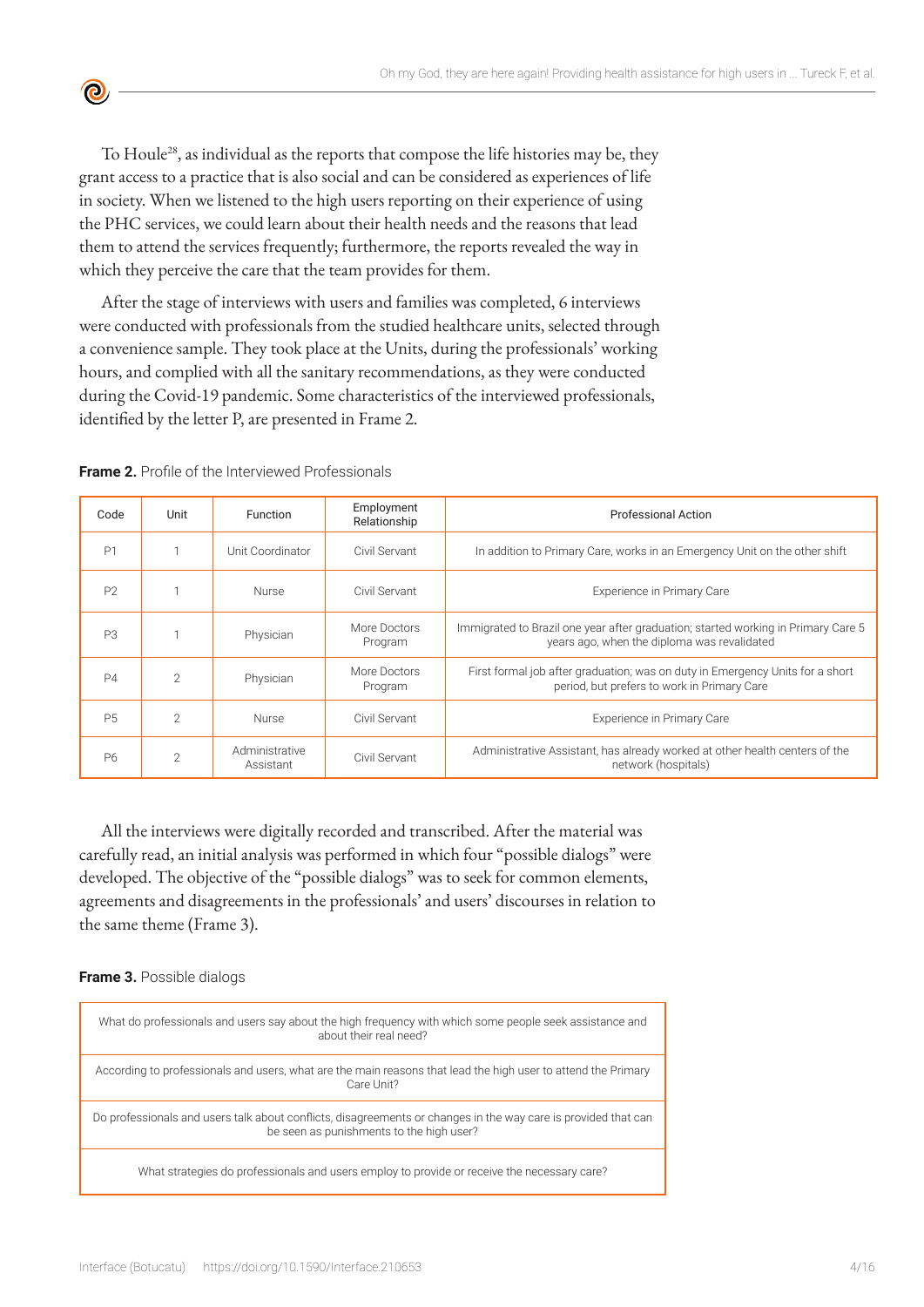To Houle[28], as individual as the reports that compose the life histories may be, they grant access to a practice that is also social and can be considered as experiences of life in society. When we listened to the high users reporting on their experience of using the PHC services, we could learn about their health needs and the reasons that lead them to attend the services frequently; furthermore, the reports revealed the way in which they perceive the care that the team provides for them.

After the stage of interviews with users and families was completed, 6 interviews were conducted with professionals from the studied healthcare units, selected through a convenience sample. They took place at the Units, during the professionals' working hours, and complied with all the sanitary recommendations, as they were conducted during the Covid-19 pandemic. Some characteristics of the interviewed professionals, identified by the letter P, are presented in Frame 2.

**Frame 2.** Profile of the Interviewed Professionals

| Code | Unit | Function | Employment Relationship | Professional Action |
|---|---|---|---|---|
| P1 | 1 | Unit Coordinator | Civil Servant | In addition to Primary Care, works in an Emergency Unit on the other shift |
| P2 | 1 | Nurse | Civil Servant | Experience in Primary Care |
| P3 | 1 | Physician | More Doctors Program | Immigrated to Brazil one year after graduation; started working in Primary Care 5 years ago, when the diploma was revalidated |
| P4 | 2 | Physician | More Doctors Program | First formal job after graduation; was on duty in Emergency Units for a short period, but prefers to work in Primary Care |
| P5 | 2 | Nurse | Civil Servant | Experience in Primary Care |
| P6 | 2 | Administrative Assistant | Civil Servant | Administrative Assistant, has already worked at other health centers of the network (hospitals) |

All the interviews were digitally recorded and transcribed. After the material was carefully read, an initial analysis was performed in which four "possible dialogs" were developed. The objective of the "possible dialogs" was to seek for common elements, agreements and disagreements in the professionals' and users' discourses in relation to the same theme (Frame 3).

**Frame 3.** Possible dialogs

| |
|---|
| What do professionals and users say about the high frequency with which some people seek assistance and about their real need? |
| According to professionals and users, what are the main reasons that lead the high user to attend the Primary Care Unit? |
| Do professionals and users talk about conflicts, disagreements or changes in the way care is provided that can be seen as punishments to the high user? |
| What strategies do professionals and users employ to provide or receive the necessary care? |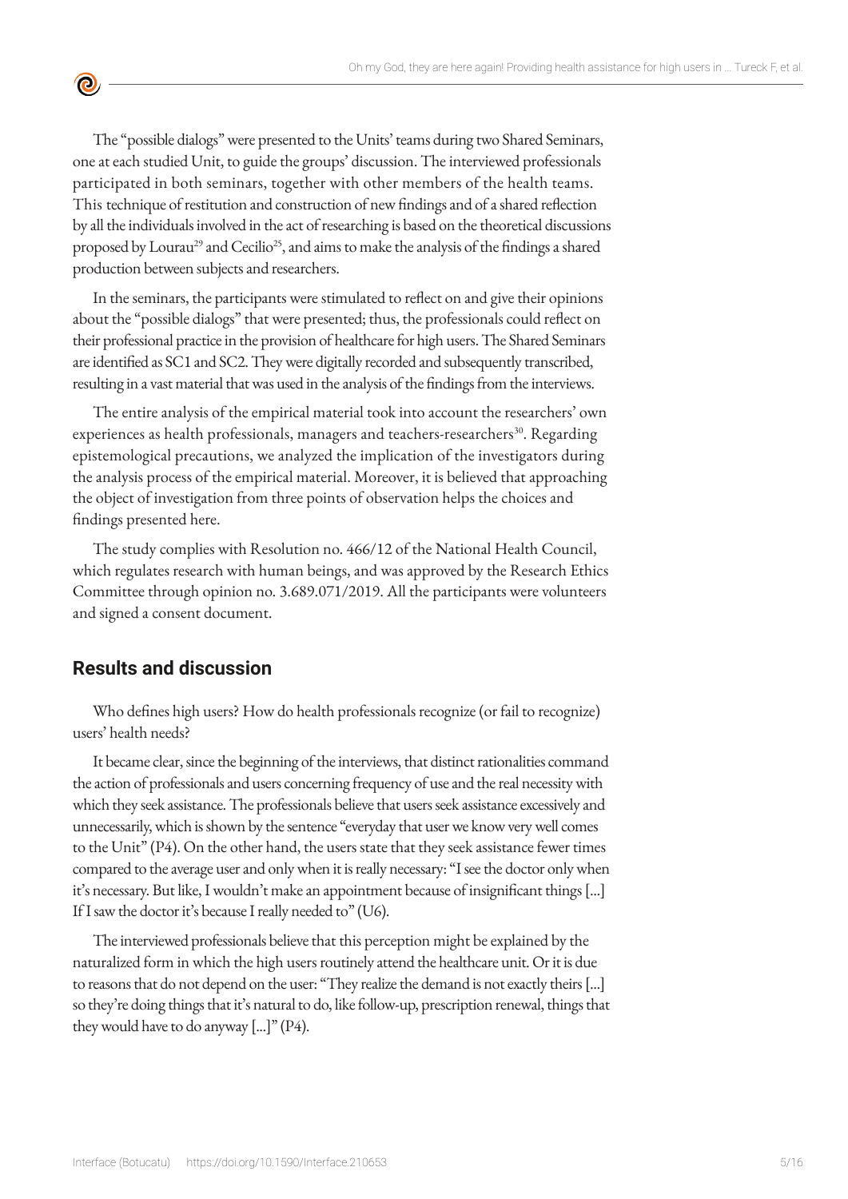The "possible dialogs" were presented to the Units' teams during two Shared Seminars, one at each studied Unit, to guide the groups' discussion. The interviewed professionals participated in both seminars, together with other members of the health teams. This technique of restitution and construction of new findings and of a shared reflection by all the individuals involved in the act of researching is based on the theoretical discussions proposed by Lourau[29] and Cecilio[25], and aims to make the analysis of the findings a shared production between subjects and researchers.

In the seminars, the participants were stimulated to reflect on and give their opinions about the "possible dialogs" that were presented; thus, the professionals could reflect on their professional practice in the provision of healthcare for high users. The Shared Seminars are identified as SC1 and SC2. They were digitally recorded and subsequently transcribed, resulting in a vast material that was used in the analysis of the findings from the interviews.

The entire analysis of the empirical material took into account the researchers' own experiences as health professionals, managers and teachers-researchers[30]. Regarding epistemological precautions, we analyzed the implication of the investigators during the analysis process of the empirical material. Moreover, it is believed that approaching the object of investigation from three points of observation helps the choices and findings presented here.

The study complies with Resolution no. 466/12 of the National Health Council, which regulates research with human beings, and was approved by the Research Ethics Committee through opinion no. 3.689.071/2019. All the participants were volunteers and signed a consent document.

## Results and discussion

Who defines high users? How do health professionals recognize (or fail to recognize) users' health needs?

It became clear, since the beginning of the interviews, that distinct rationalities command the action of professionals and users concerning frequency of use and the real necessity with which they seek assistance. The professionals believe that users seek assistance excessively and unnecessarily, which is shown by the sentence "everyday that user we know very well comes to the Unit" (P4). On the other hand, the users state that they seek assistance fewer times compared to the average user and only when it is really necessary: "I see the doctor only when it's necessary. But like, I wouldn't make an appointment because of insignificant things [...] If I saw the doctor it's because I really needed to" (U6).

The interviewed professionals believe that this perception might be explained by the naturalized form in which the high users routinely attend the healthcare unit. Or it is due to reasons that do not depend on the user: "They realize the demand is not exactly theirs [...] so they're doing things that it's natural to do, like follow-up, prescription renewal, things that they would have to do anyway [...]" (P4).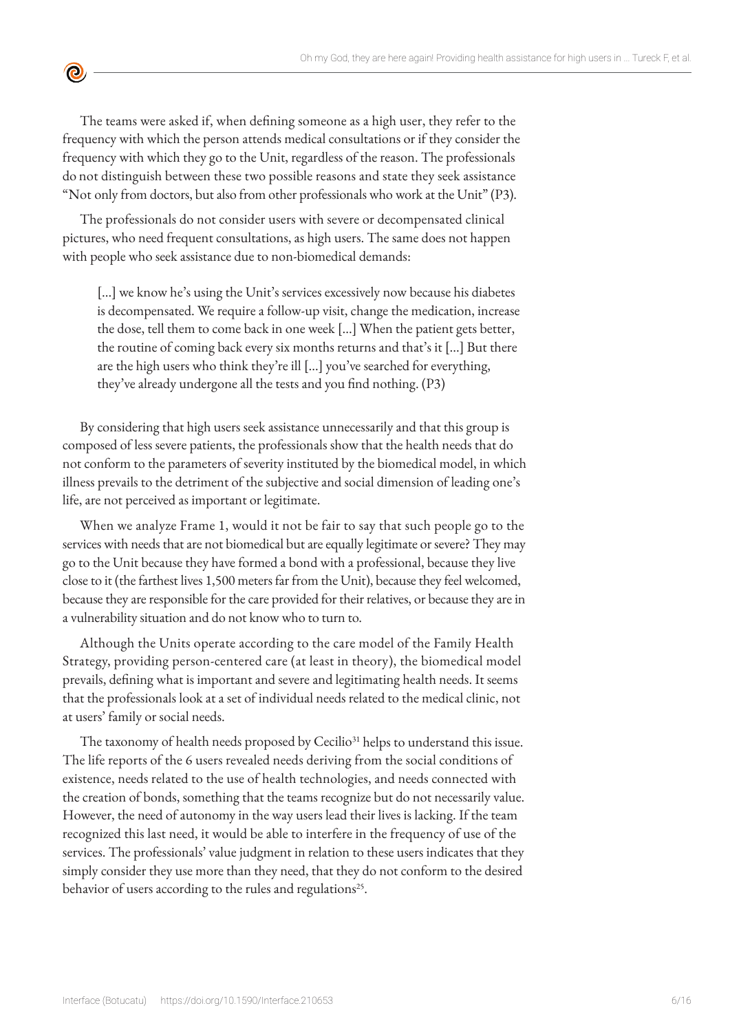The teams were asked if, when defining someone as a high user, they refer to the frequency with which the person attends medical consultations or if they consider the frequency with which they go to the Unit, regardless of the reason. The professionals do not distinguish between these two possible reasons and state they seek assistance "Not only from doctors, but also from other professionals who work at the Unit" (P3).

The professionals do not consider users with severe or decompensated clinical pictures, who need frequent consultations, as high users. The same does not happen with people who seek assistance due to non-biomedical demands:

> [...] we know he's using the Unit's services excessively now because his diabetes is decompensated. We require a follow-up visit, change the medication, increase the dose, tell them to come back in one week [...] When the patient gets better, the routine of coming back every six months returns and that's it [...] But there are the high users who think they're ill [...] you've searched for everything, they've already undergone all the tests and you find nothing. (P3)

By considering that high users seek assistance unnecessarily and that this group is composed of less severe patients, the professionals show that the health needs that do not conform to the parameters of severity instituted by the biomedical model, in which illness prevails to the detriment of the subjective and social dimension of leading one's life, are not perceived as important or legitimate.

When we analyze Frame 1, would it not be fair to say that such people go to the services with needs that are not biomedical but are equally legitimate or severe? They may go to the Unit because they have formed a bond with a professional, because they live close to it (the farthest lives 1,500 meters far from the Unit), because they feel welcomed, because they are responsible for the care provided for their relatives, or because they are in a vulnerability situation and do not know who to turn to.

Although the Units operate according to the care model of the Family Health Strategy, providing person-centered care (at least in theory), the biomedical model prevails, defining what is important and severe and legitimating health needs. It seems that the professionals look at a set of individual needs related to the medical clinic, not at users' family or social needs.

The taxonomy of health needs proposed by Cecilio[31] helps to understand this issue. The life reports of the 6 users revealed needs deriving from the social conditions of existence, needs related to the use of health technologies, and needs connected with the creation of bonds, something that the teams recognize but do not necessarily value. However, the need of autonomy in the way users lead their lives is lacking. If the team recognized this last need, it would be able to interfere in the frequency of use of the services. The professionals' value judgment in relation to these users indicates that they simply consider they use more than they need, that they do not conform to the desired behavior of users according to the rules and regulations[25].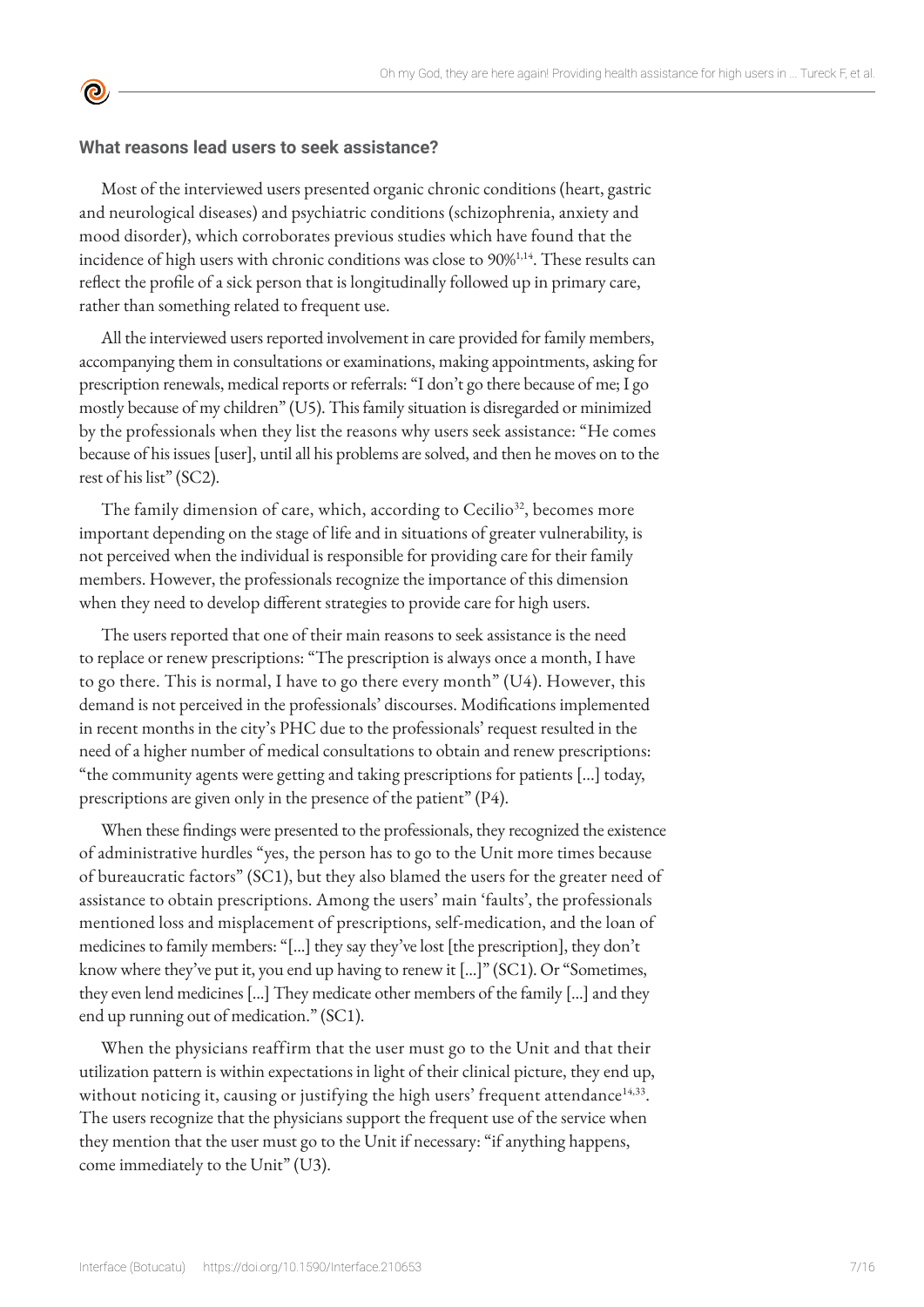### What reasons lead users to seek assistance?

Most of the interviewed users presented organic chronic conditions (heart, gastric and neurological diseases) and psychiatric conditions (schizophrenia, anxiety and mood disorder), which corroborates previous studies which have found that the incidence of high users with chronic conditions was close to 90%[1,14]. These results can reflect the profile of a sick person that is longitudinally followed up in primary care, rather than something related to frequent use.

All the interviewed users reported involvement in care provided for family members, accompanying them in consultations or examinations, making appointments, asking for prescription renewals, medical reports or referrals: "I don't go there because of me; I go mostly because of my children" (U5). This family situation is disregarded or minimized by the professionals when they list the reasons why users seek assistance: "He comes because of his issues [user], until all his problems are solved, and then he moves on to the rest of his list" (SC2).

The family dimension of care, which, according to Cecilio[32], becomes more important depending on the stage of life and in situations of greater vulnerability, is not perceived when the individual is responsible for providing care for their family members. However, the professionals recognize the importance of this dimension when they need to develop different strategies to provide care for high users.

The users reported that one of their main reasons to seek assistance is the need to replace or renew prescriptions: "The prescription is always once a month, I have to go there. This is normal, I have to go there every month" (U4). However, this demand is not perceived in the professionals' discourses. Modifications implemented in recent months in the city's PHC due to the professionals' request resulted in the need of a higher number of medical consultations to obtain and renew prescriptions: "the community agents were getting and taking prescriptions for patients [...] today, prescriptions are given only in the presence of the patient" (P4).

When these findings were presented to the professionals, they recognized the existence of administrative hurdles "yes, the person has to go to the Unit more times because of bureaucratic factors" (SC1), but they also blamed the users for the greater need of assistance to obtain prescriptions. Among the users' main 'faults', the professionals mentioned loss and misplacement of prescriptions, self-medication, and the loan of medicines to family members: "[...] they say they've lost [the prescription], they don't know where they've put it, you end up having to renew it [...]" (SC1). Or "Sometimes, they even lend medicines [...] They medicate other members of the family [...] and they end up running out of medication." (SC1).

When the physicians reaffirm that the user must go to the Unit and that their utilization pattern is within expectations in light of their clinical picture, they end up, without noticing it, causing or justifying the high users' frequent attendance[14,33]. The users recognize that the physicians support the frequent use of the service when they mention that the user must go to the Unit if necessary: "if anything happens, come immediately to the Unit" (U3).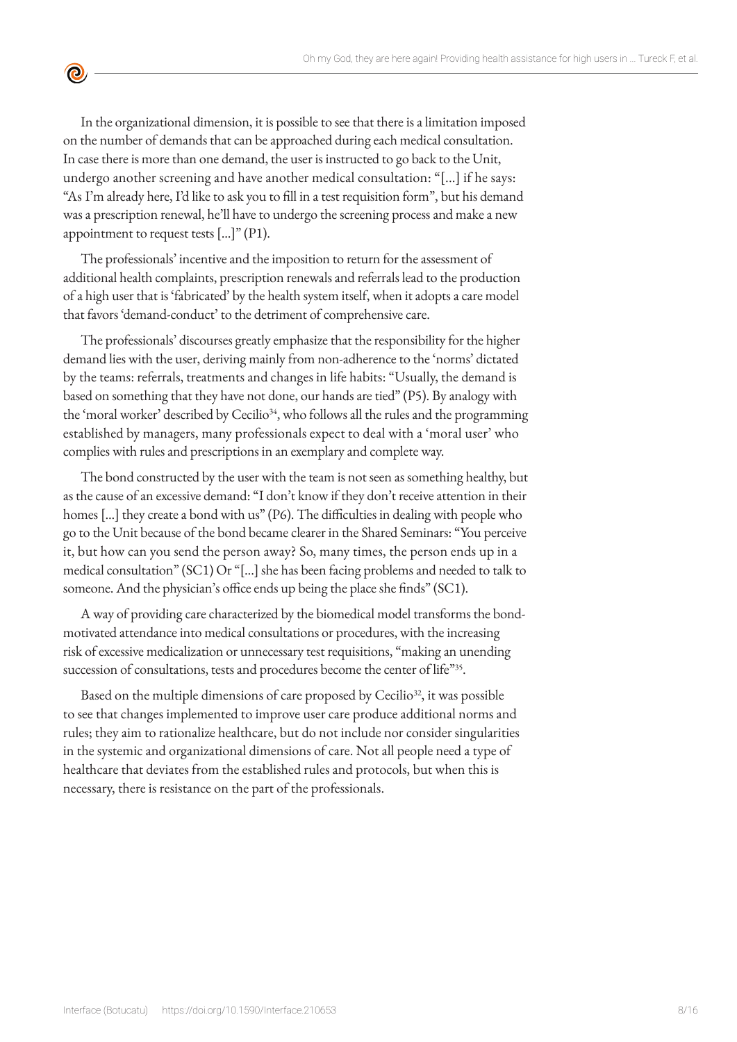In the organizational dimension, it is possible to see that there is a limitation imposed on the number of demands that can be approached during each medical consultation. In case there is more than one demand, the user is instructed to go back to the Unit, undergo another screening and have another medical consultation: "[...] if he says: "As I'm already here, I'd like to ask you to fill in a test requisition form", but his demand was a prescription renewal, he'll have to undergo the screening process and make a new appointment to request tests [...]" (P1).

The professionals' incentive and the imposition to return for the assessment of additional health complaints, prescription renewals and referrals lead to the production of a high user that is 'fabricated' by the health system itself, when it adopts a care model that favors 'demand-conduct' to the detriment of comprehensive care.

The professionals' discourses greatly emphasize that the responsibility for the higher demand lies with the user, deriving mainly from non-adherence to the 'norms' dictated by the teams: referrals, treatments and changes in life habits: "Usually, the demand is based on something that they have not done, our hands are tied" (P5). By analogy with the 'moral worker' described by Cecilio[34], who follows all the rules and the programming established by managers, many professionals expect to deal with a 'moral user' who complies with rules and prescriptions in an exemplary and complete way.

The bond constructed by the user with the team is not seen as something healthy, but as the cause of an excessive demand: "I don't know if they don't receive attention in their homes [...] they create a bond with us" (P6). The difficulties in dealing with people who go to the Unit because of the bond became clearer in the Shared Seminars: "You perceive it, but how can you send the person away? So, many times, the person ends up in a medical consultation" (SC1) Or "[...] she has been facing problems and needed to talk to someone. And the physician's office ends up being the place she finds" (SC1).

A way of providing care characterized by the biomedical model transforms the bond-motivated attendance into medical consultations or procedures, with the increasing risk of excessive medicalization or unnecessary test requisitions, "making an unending succession of consultations, tests and procedures become the center of life"[35].

Based on the multiple dimensions of care proposed by Cecilio[32], it was possible to see that changes implemented to improve user care produce additional norms and rules; they aim to rationalize healthcare, but do not include nor consider singularities in the systemic and organizational dimensions of care. Not all people need a type of healthcare that deviates from the established rules and protocols, but when this is necessary, there is resistance on the part of the professionals.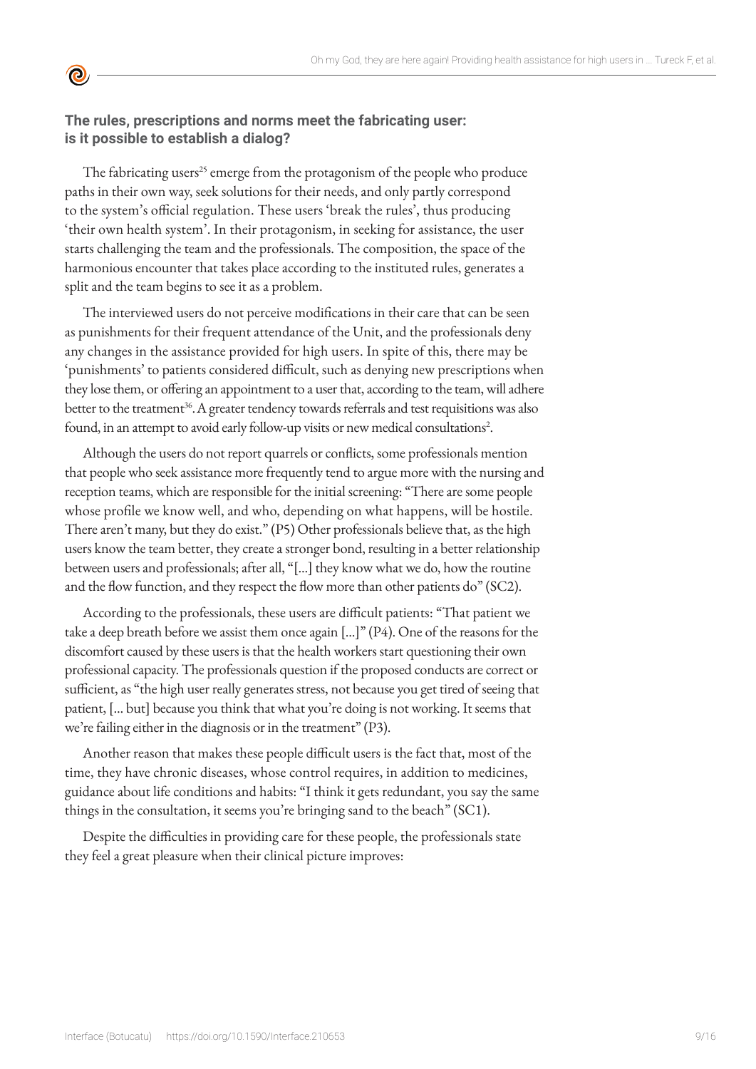## The rules, prescriptions and norms meet the fabricating user: is it possible to establish a dialog?

The fabricating users[25] emerge from the protagonism of the people who produce paths in their own way, seek solutions for their needs, and only partly correspond to the system's official regulation. These users 'break the rules', thus producing 'their own health system'. In their protagonism, in seeking for assistance, the user starts challenging the team and the professionals. The composition, the space of the harmonious encounter that takes place according to the instituted rules, generates a split and the team begins to see it as a problem.

The interviewed users do not perceive modifications in their care that can be seen as punishments for their frequent attendance of the Unit, and the professionals deny any changes in the assistance provided for high users. In spite of this, there may be 'punishments' to patients considered difficult, such as denying new prescriptions when they lose them, or offering an appointment to a user that, according to the team, will adhere better to the treatment[36]. A greater tendency towards referrals and test requisitions was also found, in an attempt to avoid early follow-up visits or new medical consultations[2].

Although the users do not report quarrels or conflicts, some professionals mention that people who seek assistance more frequently tend to argue more with the nursing and reception teams, which are responsible for the initial screening: "There are some people whose profile we know well, and who, depending on what happens, will be hostile. There aren't many, but they do exist." (P5) Other professionals believe that, as the high users know the team better, they create a stronger bond, resulting in a better relationship between users and professionals; after all, "[...] they know what we do, how the routine and the flow function, and they respect the flow more than other patients do" (SC2).

According to the professionals, these users are difficult patients: "That patient we take a deep breath before we assist them once again [...]" (P4). One of the reasons for the discomfort caused by these users is that the health workers start questioning their own professional capacity. The professionals question if the proposed conducts are correct or sufficient, as "the high user really generates stress, not because you get tired of seeing that patient, [... but] because you think that what you're doing is not working. It seems that we're failing either in the diagnosis or in the treatment" (P3).

Another reason that makes these people difficult users is the fact that, most of the time, they have chronic diseases, whose control requires, in addition to medicines, guidance about life conditions and habits: "I think it gets redundant, you say the same things in the consultation, it seems you're bringing sand to the beach" (SC1).

Despite the difficulties in providing care for these people, the professionals state they feel a great pleasure when their clinical picture improves: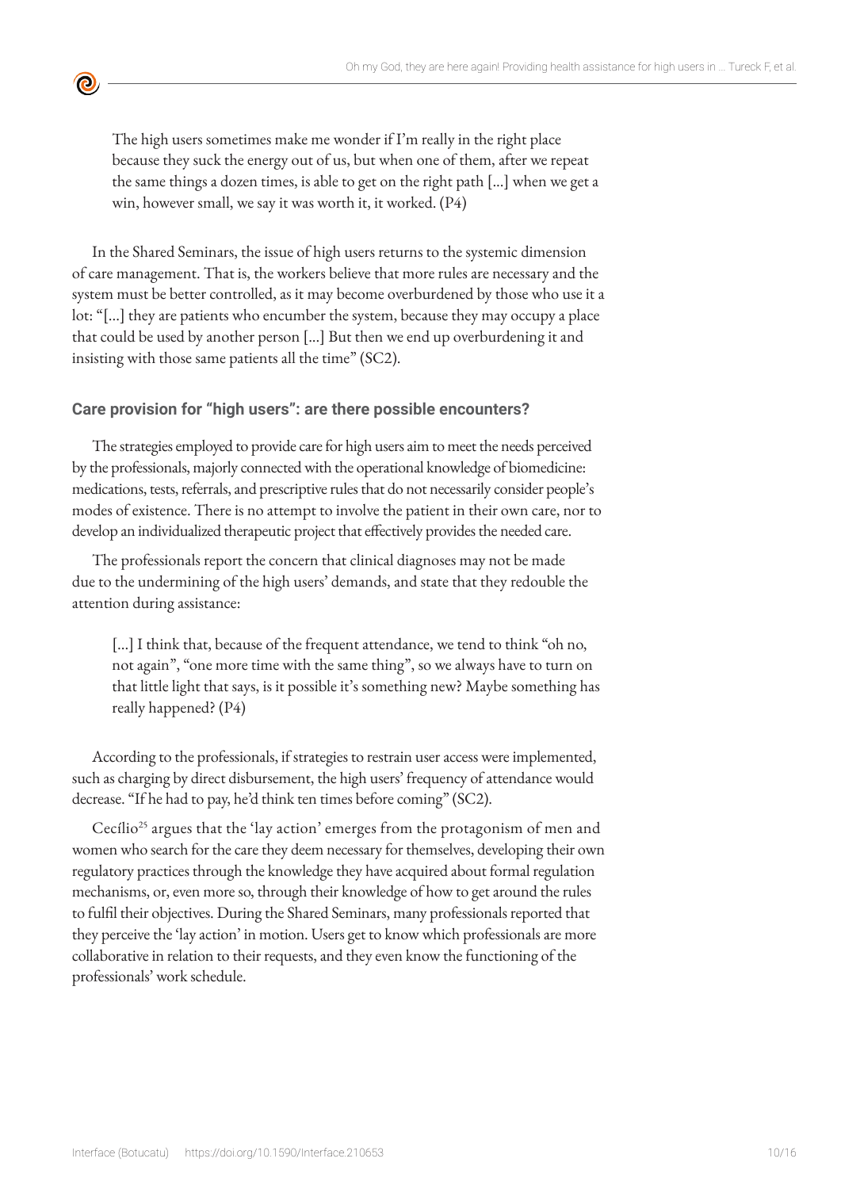> The high users sometimes make me wonder if I'm really in the right place because they suck the energy out of us, but when one of them, after we repeat the same things a dozen times, is able to get on the right path [...] when we get a win, however small, we say it was worth it, it worked. (P4)

In the Shared Seminars, the issue of high users returns to the systemic dimension of care management. That is, the workers believe that more rules are necessary and the system must be better controlled, as it may become overburdened by those who use it a lot: "[...] they are patients who encumber the system, because they may occupy a place that could be used by another person [...] But then we end up overburdening it and insisting with those same patients all the time" (SC2).

### Care provision for "high users": are there possible encounters?

The strategies employed to provide care for high users aim to meet the needs perceived by the professionals, majorly connected with the operational knowledge of biomedicine: medications, tests, referrals, and prescriptive rules that do not necessarily consider people's modes of existence. There is no attempt to involve the patient in their own care, nor to develop an individualized therapeutic project that effectively provides the needed care.

The professionals report the concern that clinical diagnoses may not be made due to the undermining of the high users' demands, and state that they redouble the attention during assistance:

> [...] I think that, because of the frequent attendance, we tend to think "oh no, not again", "one more time with the same thing", so we always have to turn on that little light that says, is it possible it's something new? Maybe something has really happened? (P4)

According to the professionals, if strategies to restrain user access were implemented, such as charging by direct disbursement, the high users' frequency of attendance would decrease. "If he had to pay, he'd think ten times before coming" (SC2).

Cecílio[25] argues that the 'lay action' emerges from the protagonism of men and women who search for the care they deem necessary for themselves, developing their own regulatory practices through the knowledge they have acquired about formal regulation mechanisms, or, even more so, through their knowledge of how to get around the rules to fulfil their objectives. During the Shared Seminars, many professionals reported that they perceive the 'lay action' in motion. Users get to know which professionals are more collaborative in relation to their requests, and they even know the functioning of the professionals' work schedule.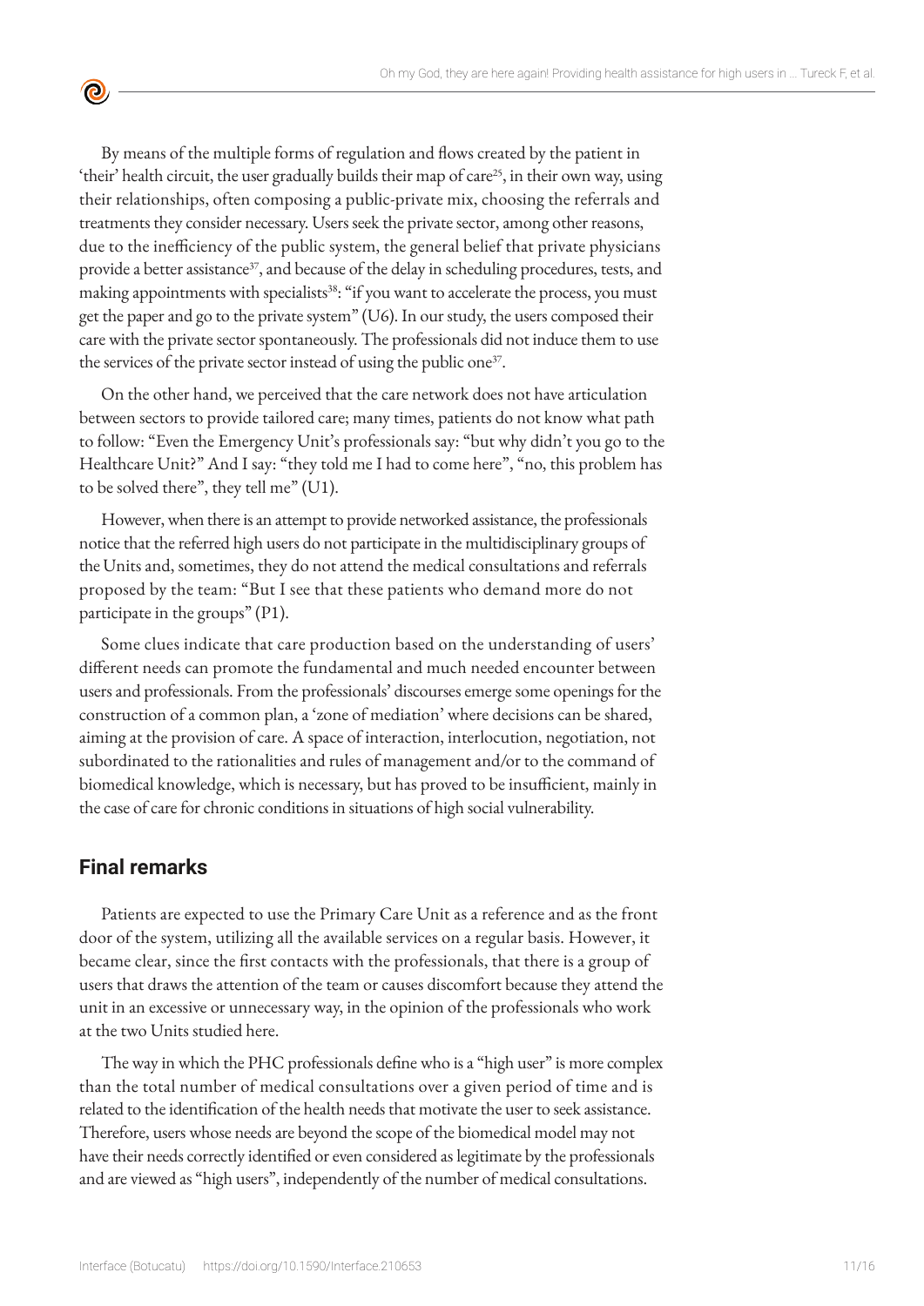By means of the multiple forms of regulation and flows created by the patient in 'their' health circuit, the user gradually builds their map of care[25], in their own way, using their relationships, often composing a public-private mix, choosing the referrals and treatments they consider necessary. Users seek the private sector, among other reasons, due to the inefficiency of the public system, the general belief that private physicians provide a better assistance[37], and because of the delay in scheduling procedures, tests, and making appointments with specialists[38]: "if you want to accelerate the process, you must get the paper and go to the private system" (U6). In our study, the users composed their care with the private sector spontaneously. The professionals did not induce them to use the services of the private sector instead of using the public one[37].

On the other hand, we perceived that the care network does not have articulation between sectors to provide tailored care; many times, patients do not know what path to follow: "Even the Emergency Unit's professionals say: "but why didn't you go to the Healthcare Unit?" And I say: "they told me I had to come here", "no, this problem has to be solved there", they tell me" (U1).

However, when there is an attempt to provide networked assistance, the professionals notice that the referred high users do not participate in the multidisciplinary groups of the Units and, sometimes, they do not attend the medical consultations and referrals proposed by the team: "But I see that these patients who demand more do not participate in the groups" (P1).

Some clues indicate that care production based on the understanding of users' different needs can promote the fundamental and much needed encounter between users and professionals. From the professionals' discourses emerge some openings for the construction of a common plan, a 'zone of mediation' where decisions can be shared, aiming at the provision of care. A space of interaction, interlocution, negotiation, not subordinated to the rationalities and rules of management and/or to the command of biomedical knowledge, which is necessary, but has proved to be insufficient, mainly in the case of care for chronic conditions in situations of high social vulnerability.

## Final remarks

Patients are expected to use the Primary Care Unit as a reference and as the front door of the system, utilizing all the available services on a regular basis. However, it became clear, since the first contacts with the professionals, that there is a group of users that draws the attention of the team or causes discomfort because they attend the unit in an excessive or unnecessary way, in the opinion of the professionals who work at the two Units studied here.

The way in which the PHC professionals define who is a "high user" is more complex than the total number of medical consultations over a given period of time and is related to the identification of the health needs that motivate the user to seek assistance. Therefore, users whose needs are beyond the scope of the biomedical model may not have their needs correctly identified or even considered as legitimate by the professionals and are viewed as "high users", independently of the number of medical consultations.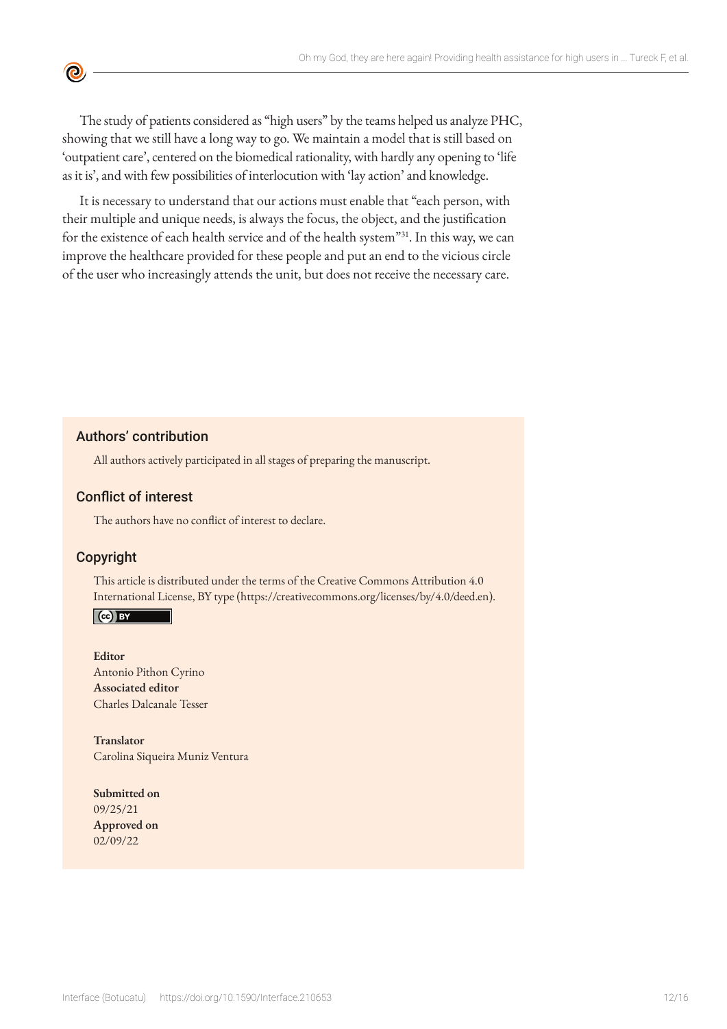The study of patients considered as "high users" by the teams helped us analyze PHC, showing that we still have a long way to go. We maintain a model that is still based on 'outpatient care', centered on the biomedical rationality, with hardly any opening to 'life as it is', and with few possibilities of interlocution with 'lay action' and knowledge.

It is necessary to understand that our actions must enable that "each person, with their multiple and unique needs, is always the focus, the object, and the justification for the existence of each health service and of the health system"[31]. In this way, we can improve the healthcare provided for these people and put an end to the vicious circle of the user who increasingly attends the unit, but does not receive the necessary care.

## Authors' contribution

All authors actively participated in all stages of preparing the manuscript.

## Conflict of interest

The authors have no conflict of interest to declare.

## Copyright

This article is distributed under the terms of the Creative Commons Attribution 4.0 International License, BY type (https://creativecommons.org/licenses/by/4.0/deed.en).

**Editor**
Antonio Pithon Cyrino
**Associated editor**
Charles Dalcanale Tesser

**Translator**
Carolina Siqueira Muniz Ventura

**Submitted on**
09/25/21
**Approved on**
02/09/22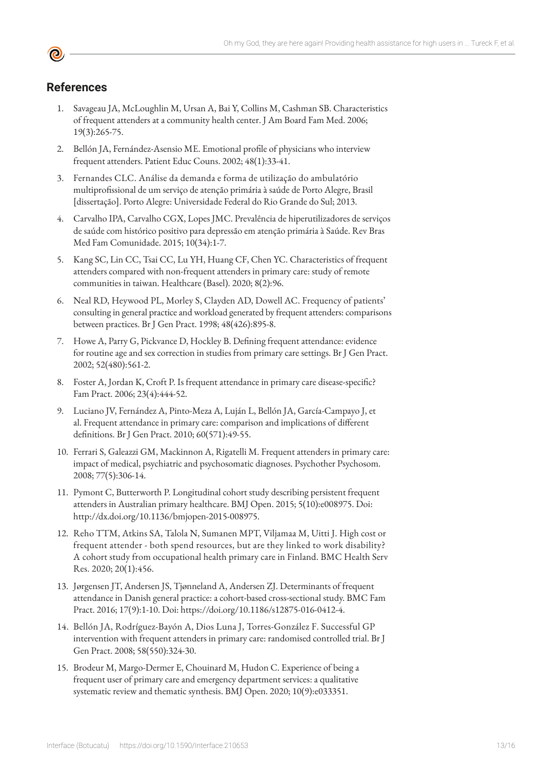## References

1. Savageau JA, McLoughlin M, Ursan A, Bai Y, Collins M, Cashman SB. Characteristics of frequent attenders at a community health center. J Am Board Fam Med. 2006; 19(3):265-75.
2. Bellón JA, Fernández-Asensio ME. Emotional profile of physicians who interview frequent attenders. Patient Educ Couns. 2002; 48(1):33-41.
3. Fernandes CLC. Análise da demanda e forma de utilização do ambulatório multiprofissional de um serviço de atenção primária à saúde de Porto Alegre, Brasil [dissertação]. Porto Alegre: Universidade Federal do Rio Grande do Sul; 2013.
4. Carvalho IPA, Carvalho CGX, Lopes JMC. Prevalência de hiperutilizadores de serviços de saúde com histórico positivo para depressão em atenção primária à Saúde. Rev Bras Med Fam Comunidade. 2015; 10(34):1-7.
5. Kang SC, Lin CC, Tsai CC, Lu YH, Huang CF, Chen YC. Characteristics of frequent attenders compared with non-frequent attenders in primary care: study of remote communities in taiwan. Healthcare (Basel). 2020; 8(2):96.
6. Neal RD, Heywood PL, Morley S, Clayden AD, Dowell AC. Frequency of patients' consulting in general practice and workload generated by frequent attenders: comparisons between practices. Br J Gen Pract. 1998; 48(426):895-8.
7. Howe A, Parry G, Pickvance D, Hockley B. Defining frequent attendance: evidence for routine age and sex correction in studies from primary care settings. Br J Gen Pract. 2002; 52(480):561-2.
8. Foster A, Jordan K, Croft P. Is frequent attendance in primary care disease-specific? Fam Pract. 2006; 23(4):444-52.
9. Luciano JV, Fernández A, Pinto-Meza A, Luján L, Bellón JA, García-Campayo J, et al. Frequent attendance in primary care: comparison and implications of different definitions. Br J Gen Pract. 2010; 60(571):49-55.
10. Ferrari S, Galeazzi GM, Mackinnon A, Rigatelli M. Frequent attenders in primary care: impact of medical, psychiatric and psychosomatic diagnoses. Psychother Psychosom. 2008; 77(5):306-14.
11. Pymont C, Butterworth P. Longitudinal cohort study describing persistent frequent attenders in Australian primary healthcare. BMJ Open. 2015; 5(10):e008975. Doi: http://dx.doi.org/10.1136/bmjopen-2015-008975.
12. Reho TTM, Atkins SA, Talola N, Sumanen MPT, Viljamaa M, Uitti J. High cost or frequent attender - both spend resources, but are they linked to work disability? A cohort study from occupational health primary care in Finland. BMC Health Serv Res. 2020; 20(1):456.
13. Jørgensen JT, Andersen JS, Tjønneland A, Andersen ZJ. Determinants of frequent attendance in Danish general practice: a cohort-based cross-sectional study. BMC Fam Pract. 2016; 17(9):1-10. Doi: https://doi.org/10.1186/s12875-016-0412-4.
14. Bellón JA, Rodríguez-Bayón A, Dios Luna J, Torres-González F. Successful GP intervention with frequent attenders in primary care: randomised controlled trial. Br J Gen Pract. 2008; 58(550):324-30.
15. Brodeur M, Margo-Dermer E, Chouinard M, Hudon C. Experience of being a frequent user of primary care and emergency department services: a qualitative systematic review and thematic synthesis. BMJ Open. 2020; 10(9):e033351.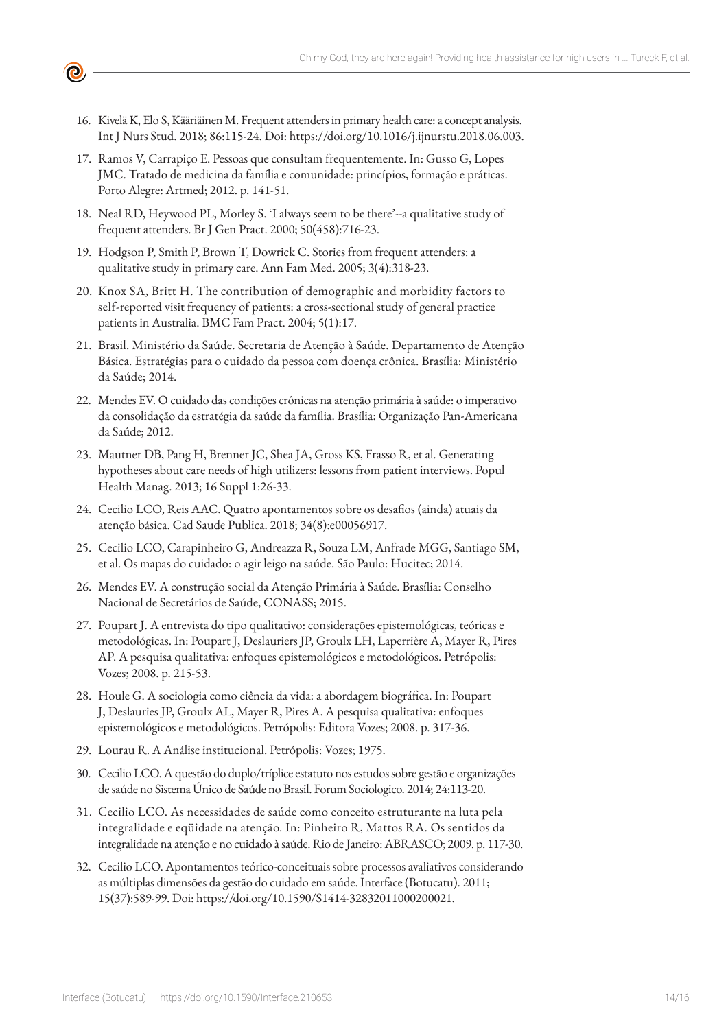16. Kivelä K, Elo S, Kääriäinen M. Frequent attenders in primary health care: a concept analysis. Int J Nurs Stud. 2018; 86:115-24. Doi: https://doi.org/10.1016/j.ijnurstu.2018.06.003.

17. Ramos V, Carrapiço E. Pessoas que consultam frequentemente. In: Gusso G, Lopes JMC. Tratado de medicina da família e comunidade: princípios, formação e práticas. Porto Alegre: Artmed; 2012. p. 141-51.

18. Neal RD, Heywood PL, Morley S. 'I always seem to be there'--a qualitative study of frequent attenders. Br J Gen Pract. 2000; 50(458):716-23.

19. Hodgson P, Smith P, Brown T, Dowrick C. Stories from frequent attenders: a qualitative study in primary care. Ann Fam Med. 2005; 3(4):318-23.

20. Knox SA, Britt H. The contribution of demographic and morbidity factors to self-reported visit frequency of patients: a cross-sectional study of general practice patients in Australia. BMC Fam Pract. 2004; 5(1):17.

21. Brasil. Ministério da Saúde. Secretaria de Atenção à Saúde. Departamento de Atenção Básica. Estratégias para o cuidado da pessoa com doença crônica. Brasília: Ministério da Saúde; 2014.

22. Mendes EV. O cuidado das condições crônicas na atenção primária à saúde: o imperativo da consolidação da estratégia da saúde da família. Brasília: Organização Pan-Americana da Saúde; 2012.

23. Mautner DB, Pang H, Brenner JC, Shea JA, Gross KS, Frasso R, et al. Generating hypotheses about care needs of high utilizers: lessons from patient interviews. Popul Health Manag. 2013; 16 Suppl 1:26-33.

24. Cecilio LCO, Reis AAC. Quatro apontamentos sobre os desafios (ainda) atuais da atenção básica. Cad Saude Publica. 2018; 34(8):e00056917.

25. Cecilio LCO, Carapinheiro G, Andreazza R, Souza LM, Anfrade MGG, Santiago SM, et al. Os mapas do cuidado: o agir leigo na saúde. São Paulo: Hucitec; 2014.

26. Mendes EV. A construção social da Atenção Primária à Saúde. Brasília: Conselho Nacional de Secretários de Saúde, CONASS; 2015.

27. Poupart J. A entrevista do tipo qualitativo: considerações epistemológicas, teóricas e metodológicas. In: Poupart J, Deslauriers JP, Groulx LH, Laperrière A, Mayer R, Pires AP. A pesquisa qualitativa: enfoques epistemológicos e metodológicos. Petrópolis: Vozes; 2008. p. 215-53.

28. Houle G. A sociologia como ciência da vida: a abordagem biográfica. In: Poupart J, Deslauries JP, Groulx AL, Mayer R, Pires A. A pesquisa qualitativa: enfoques epistemológicos e metodológicos. Petrópolis: Editora Vozes; 2008. p. 317-36.

29. Lourau R. A Análise institucional. Petrópolis: Vozes; 1975.

30. Cecilio LCO. A questão do duplo/tríplice estatuto nos estudos sobre gestão e organizações de saúde no Sistema Único de Saúde no Brasil. Forum Sociologico. 2014; 24:113-20.

31. Cecilio LCO. As necessidades de saúde como conceito estruturante na luta pela integralidade e eqüidade na atenção. In: Pinheiro R, Mattos RA. Os sentidos da integralidade na atenção e no cuidado à saúde. Rio de Janeiro: ABRASCO; 2009. p. 117-30.

32. Cecilio LCO. Apontamentos teórico-conceituais sobre processos avaliativos considerando as múltiplas dimensões da gestão do cuidado em saúde. Interface (Botucatu). 2011; 15(37):589-99. Doi: https://doi.org/10.1590/S1414-32832011000200021.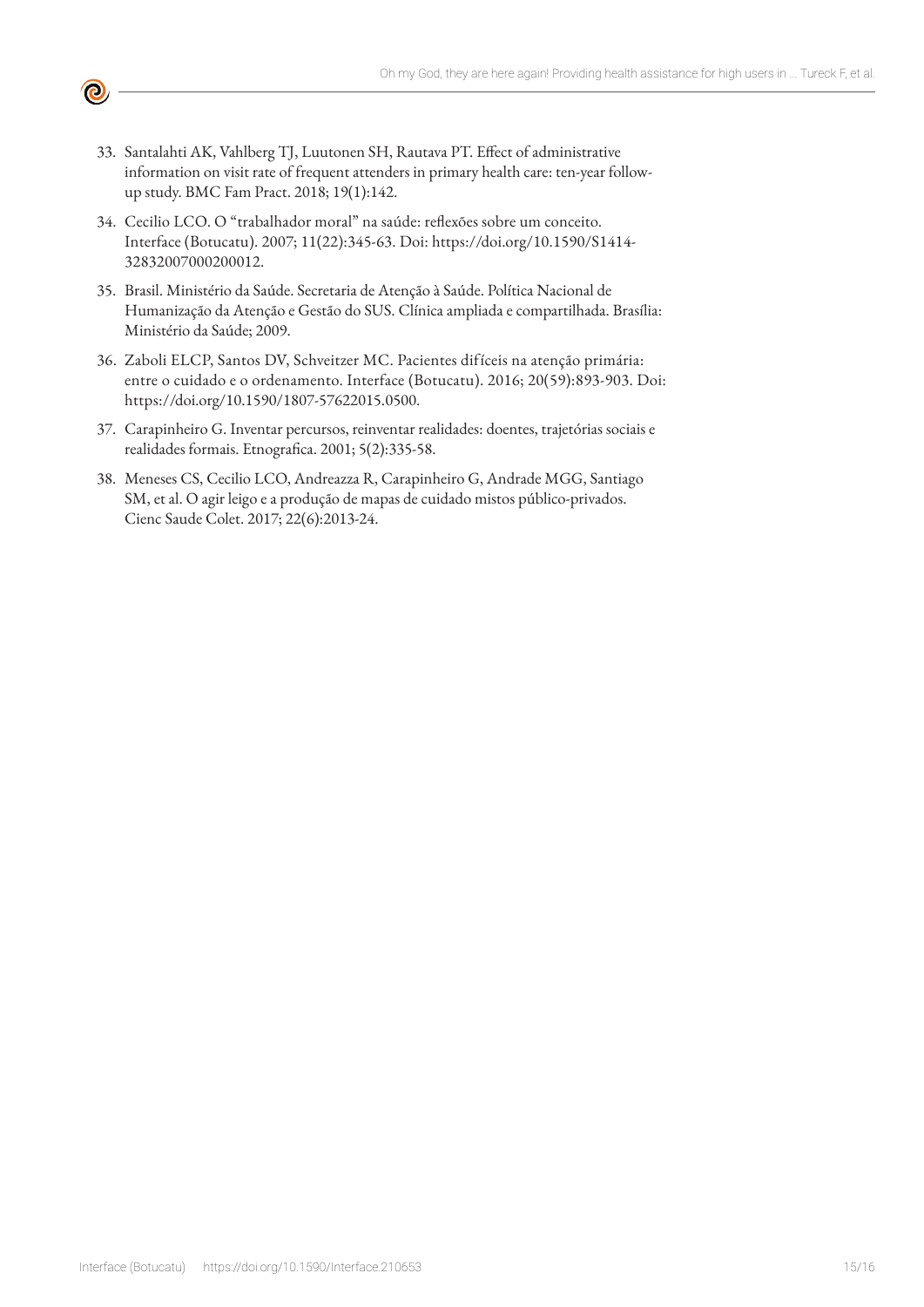33. Santalahti AK, Vahlberg TJ, Luutonen SH, Rautava PT. Effect of administrative information on visit rate of frequent attenders in primary health care: ten-year follow-up study. BMC Fam Pract. 2018; 19(1):142.

34. Cecilio LCO. O "trabalhador moral" na saúde: reflexões sobre um conceito. Interface (Botucatu). 2007; 11(22):345-63. Doi: https://doi.org/10.1590/S1414-32832007000200012.

35. Brasil. Ministério da Saúde. Secretaria de Atenção à Saúde. Política Nacional de Humanização da Atenção e Gestão do SUS. Clínica ampliada e compartilhada. Brasília: Ministério da Saúde; 2009.

36. Zaboli ELCP, Santos DV, Schveitzer MC. Pacientes difíceis na atenção primária: entre o cuidado e o ordenamento. Interface (Botucatu). 2016; 20(59):893-903. Doi: https://doi.org/10.1590/1807-57622015.0500.

37. Carapinheiro G. Inventar percursos, reinventar realidades: doentes, trajetórias sociais e realidades formais. Etnografica. 2001; 5(2):335-58.

38. Meneses CS, Cecilio LCO, Andreazza R, Carapinheiro G, Andrade MGG, Santiago SM, et al. O agir leigo e a produção de mapas de cuidado mistos público-privados. Cienc Saude Colet. 2017; 22(6):2013-24.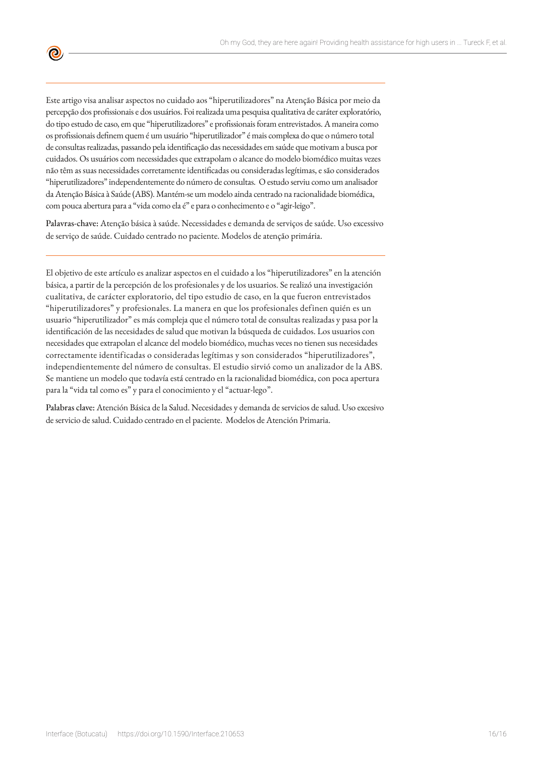Este artigo visa analisar aspectos no cuidado aos "hiperutilizadores" na Atenção Básica por meio da percepção dos profissionais e dos usuários. Foi realizada uma pesquisa qualitativa de caráter exploratório, do tipo estudo de caso, em que "hiperutilizadores" e profissionais foram entrevistados. A maneira como os profissionais definem quem é um usuário "hiperutilizador" é mais complexa do que o número total de consultas realizadas, passando pela identificação das necessidades em saúde que motivam a busca por cuidados. Os usuários com necessidades que extrapolam o alcance do modelo biomédico muitas vezes não têm as suas necessidades corretamente identificadas ou consideradas legítimas, e são considerados "hiperutilizadores" independentemente do número de consultas. O estudo serviu como um analisador da Atenção Básica à Saúde (ABS). Mantém-se um modelo ainda centrado na racionalidade biomédica, com pouca abertura para a "vida como ela é" e para o conhecimento e o "agir-leigo".

**Palavras-chave:** Atenção básica à saúde. Necessidades e demanda de serviços de saúde. Uso excessivo de serviço de saúde. Cuidado centrado no paciente. Modelos de atenção primária.

El objetivo de este artículo es analizar aspectos en el cuidado a los "hiperutilizadores" en la atención básica, a partir de la percepción de los profesionales y de los usuarios. Se realizó una investigación cualitativa, de carácter exploratorio, del tipo estudio de caso, en la que fueron entrevistados "hiperutilizadores" y profesionales. La manera en que los profesionales definen quién es un usuario "hiperutilizador" es más compleja que el número total de consultas realizadas y pasa por la identificación de las necesidades de salud que motivan la búsqueda de cuidados. Los usuarios con necesidades que extrapolan el alcance del modelo biomédico, muchas veces no tienen sus necesidades correctamente identificadas o consideradas legítimas y son considerados "hiperutilizadores", independientemente del número de consultas. El estudio sirvió como un analizador de la ABS. Se mantiene un modelo que todavía está centrado en la racionalidad biomédica, con poca apertura para la "vida tal como es" y para el conocimiento y el "actuar-lego".

**Palabras clave:** Atención Básica de la Salud. Necesidades y demanda de servicios de salud. Uso excesivo de servicio de salud. Cuidado centrado en el paciente. Modelos de Atención Primaria.